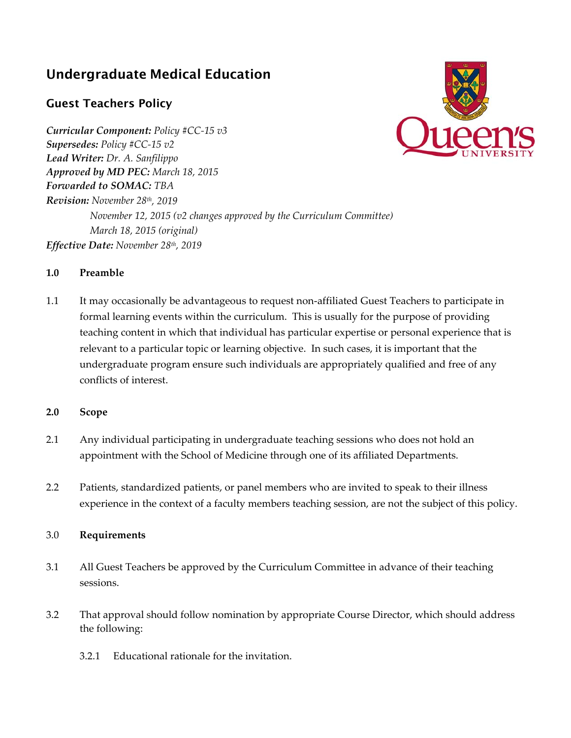# Undergraduate Medical Education

## Guest Teachers Policy

***Curricular Component:*** *Policy #CC-15 v3*
***Supersedes:*** *Policy #CC-15 v2*
***Lead Writer:*** *Dr. A. Sanfilippo*
***Approved by MD PEC:*** *March 18, 2015*
***Forwarded to SOMAC:*** *TBA*
***Revision:*** *November 28th, 2019*
*November 12, 2015 (v2 changes approved by the Curriculum Committee)*
*March 18, 2015 (original)*
***Effective Date:*** *November 28th, 2019*

### 1.0 Preamble

1.1 It may occasionally be advantageous to request non-affiliated Guest Teachers to participate in formal learning events within the curriculum. This is usually for the purpose of providing teaching content in which that individual has particular expertise or personal experience that is relevant to a particular topic or learning objective. In such cases, it is important that the undergraduate program ensure such individuals are appropriately qualified and free of any conflicts of interest.

### 2.0 Scope

2.1 Any individual participating in undergraduate teaching sessions who does not hold an appointment with the School of Medicine through one of its affiliated Departments.

2.2 Patients, standardized patients, or panel members who are invited to speak to their illness experience in the context of a faculty members teaching session, are not the subject of this policy.

### 3.0 Requirements

3.1 All Guest Teachers be approved by the Curriculum Committee in advance of their teaching sessions.

3.2 That approval should follow nomination by appropriate Course Director, which should address the following:

3.2.1 Educational rationale for the invitation.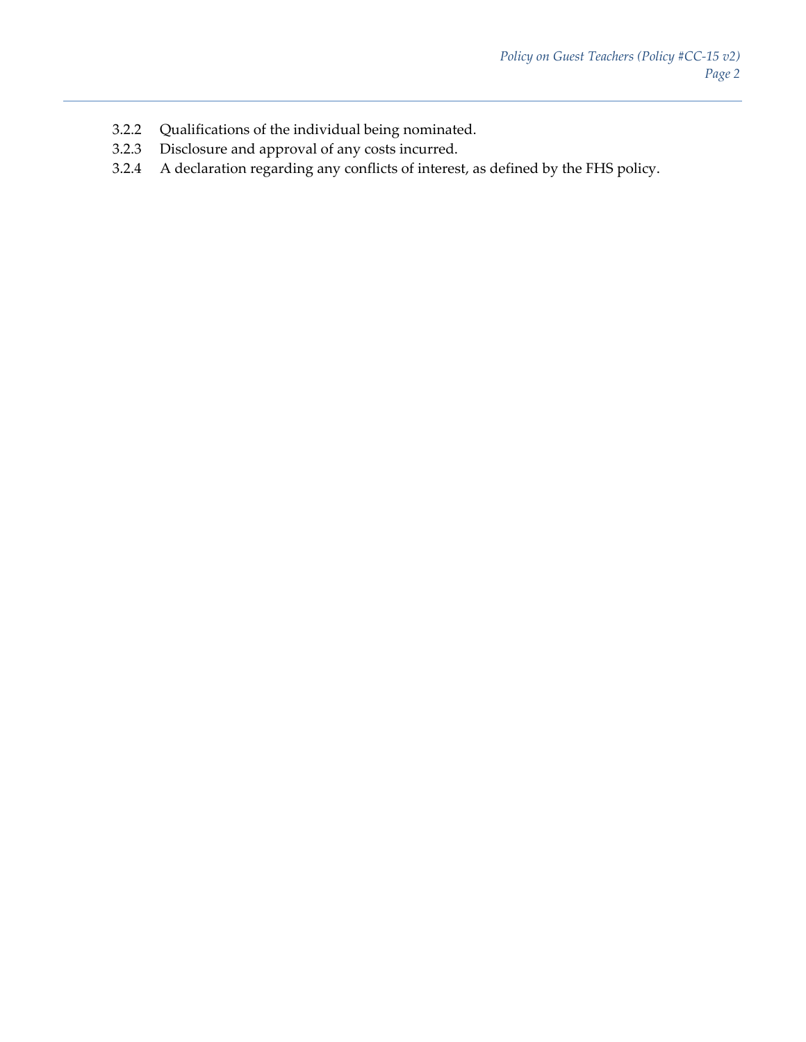3.2.2 Qualifications of the individual being nominated.
3.2.3 Disclosure and approval of any costs incurred.
3.2.4 A declaration regarding any conflicts of interest, as defined by the FHS policy.